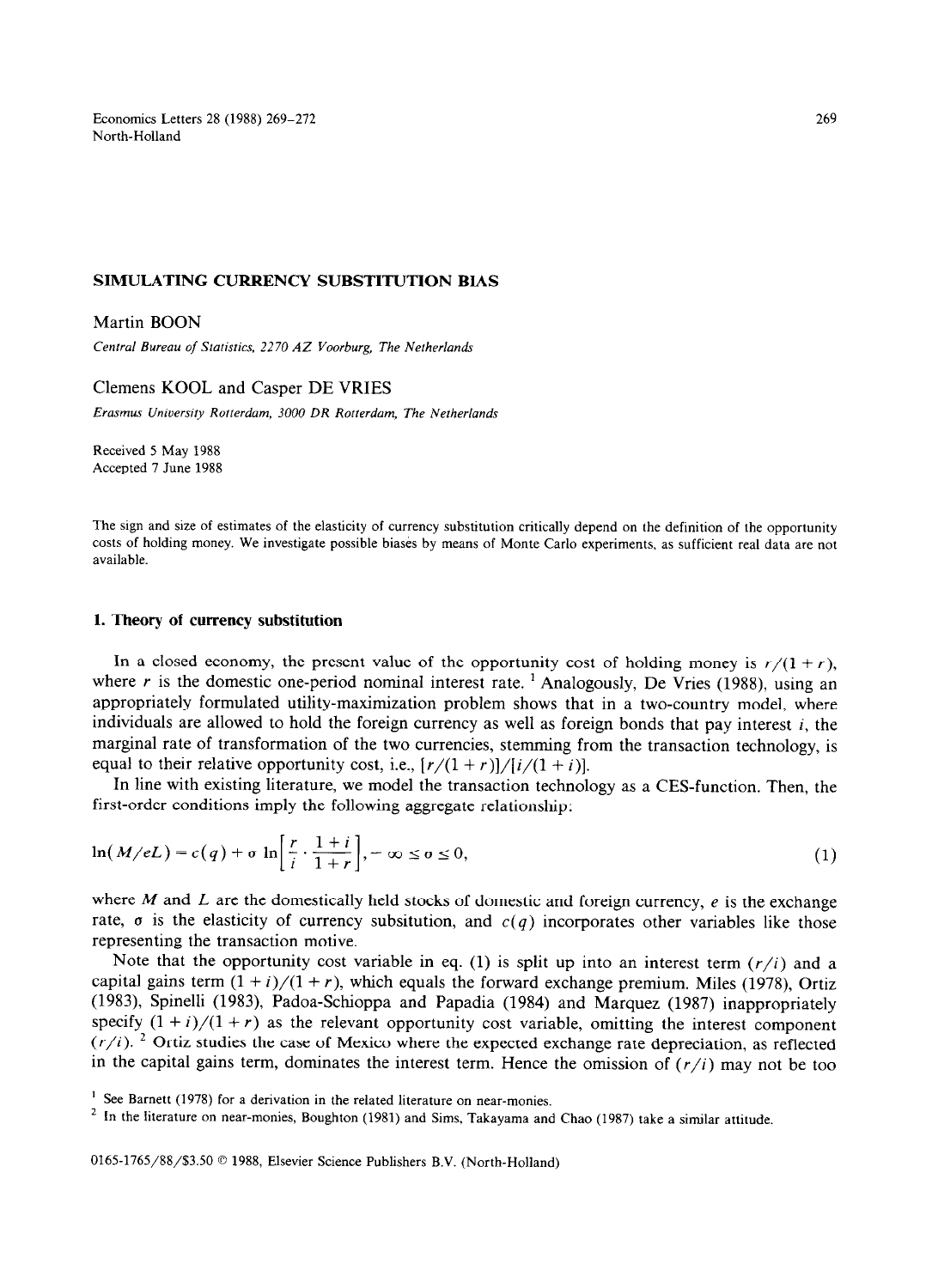# SIMULATING CURRENCY SUBSTITUTION BIAS

Martin BOON

*Central Bureau of Statistics, 2270 AZ Voorburg, The Netherlands*

Clemens KOOL and Casper DE VRIES

*Erasmus University Rotterdam, 3000 DR Rotterdam, The Netherlands*

Received 5 May 1988
Accepted 7 June 1988

The sign and size of estimates of the elasticity of currency substitution critically depend on the definition of the opportunity costs of holding money. We investigate possible biases by means of Monte Carlo experiments, as sufficient real data are not available.

## 1. Theory of currency substitution

In a closed economy, the present value of the opportunity cost of holding money is $r/(1+r)$, where $r$ is the domestic one-period nominal interest rate. [1] Analogously, De Vries (1988), using an appropriately formulated utility-maximization problem shows that in a two-country model, where individuals are allowed to hold the foreign currency as well as foreign bonds that pay interest $i$, the marginal rate of transformation of the two currencies, stemming from the transaction technology, is equal to their relative opportunity cost, i.e., $[r/(1+r)]/[i/(1+i)]$.

In line with existing literature, we model the transaction technology as a CES-function. Then, the first-order conditions imply the following aggregate relationship:

$$\ln(M/eL) = c(q) + \sigma \ln\left[\frac{r}{i} \cdot \frac{1+i}{1+r}\right], -\infty \leq \sigma \leq 0, \tag{1}$$

where $M$ and $L$ are the domestically held stocks of domestic and foreign currency, $e$ is the exchange rate, $\sigma$ is the elasticity of currency subsitution, and $c(q)$ incorporates other variables like those representing the transaction motive.

Note that the opportunity cost variable in eq. (1) is split up into an interest term $(r/i)$ and a capital gains term $(1+i)/(1+r)$, which equals the forward exchange premium. Miles (1978), Ortiz (1983), Spinelli (1983), Padoa-Schioppa and Papadia (1984) and Marquez (1987) inappropriately specify $(1+i)/(1+r)$ as the relevant opportunity cost variable, omitting the interest component $(r/i)$. [2] Ortiz studies the case of Mexico where the expected exchange rate depreciation, as reflected in the capital gains term, dominates the interest term. Hence the omission of $(r/i)$ may not be too

[1] See Barnett (1978) for a derivation in the related literature on near-monies.

[2] In the literature on near-monies, Boughton (1981) and Sims, Takayama and Chao (1987) take a similar attitude.

0165-1765/88/$3.50 © 1988, Elsevier Science Publishers B.V. (North-Holland)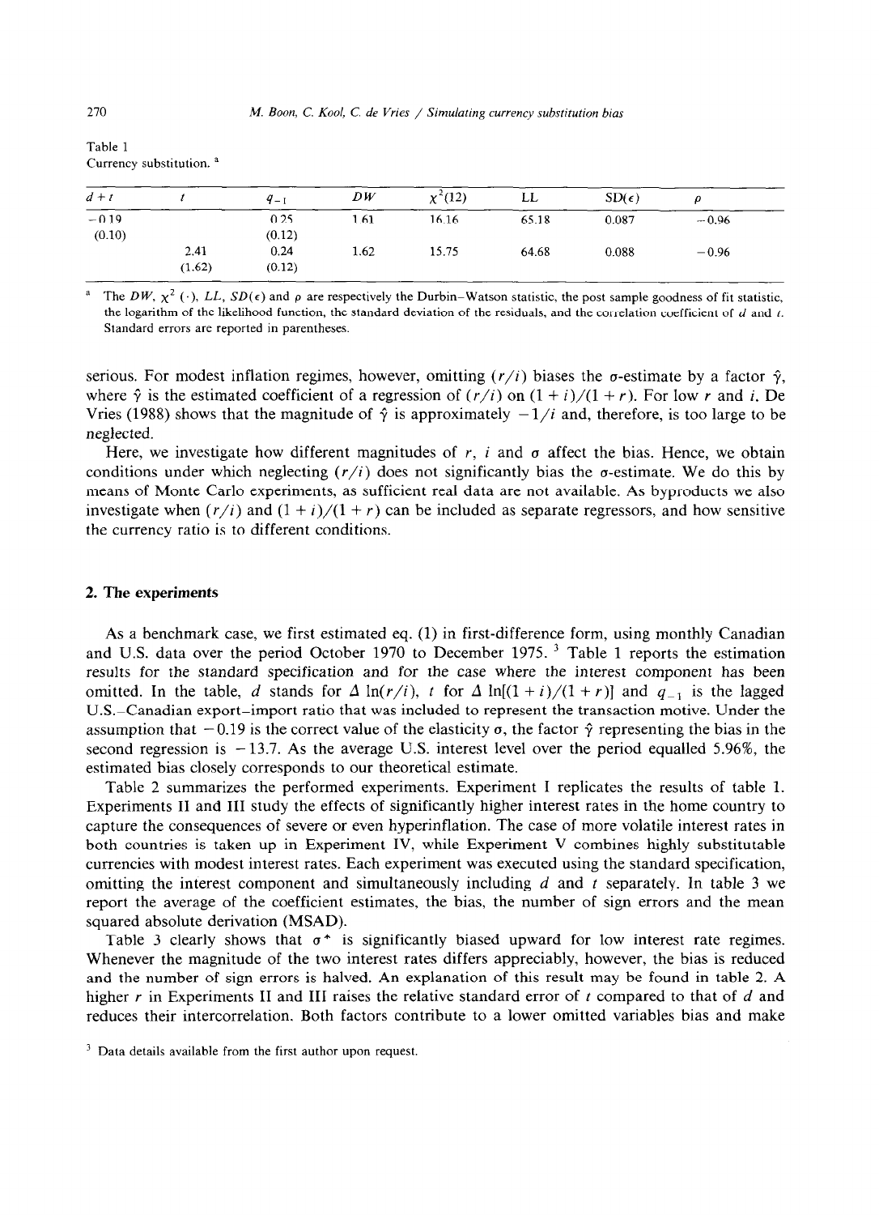Table 1
Currency substitution. [a]

| $d+t$ | $t$ | $q_{-1}$ | $DW$ | $\chi^2(12)$ | LL | SD($\epsilon$) | $\rho$ |
|---|---|---|---|---|---|---|---|
| −0.19 | | 0.25 | 1.61 | 16.16 | 65.18 | 0.087 | −0.96 |
| (0.10) | | (0.12) | | | | | |
| | 2.41 | 0.24 | 1.62 | 15.75 | 64.68 | 0.088 | −0.96 |
| | (1.62) | (0.12) | | | | | |

[a] The $DW$, $\chi^2(\cdot)$, $LL$, $SD(\epsilon)$ and $\rho$ are respectively the Durbin–Watson statistic, the post sample goodness of fit statistic, the logarithm of the likelihood function, the standard deviation of the residuals, and the correlation coefficient of $d$ and $t$. Standard errors are reported in parentheses.

serious. For modest inflation regimes, however, omitting $(r/i)$ biases the $\sigma$-estimate by a factor $\hat{\gamma}$, where $\hat{\gamma}$ is the estimated coefficient of a regression of $(r/i)$ on $(1+i)/(1+r)$. For low $r$ and $i$, De Vries (1988) shows that the magnitude of $\hat{\gamma}$ is approximately $-1/i$ and, therefore, is too large to be neglected.

Here, we investigate how different magnitudes of $r$, $i$ and $\sigma$ affect the bias. Hence, we obtain conditions under which neglecting $(r/i)$ does not significantly bias the $\sigma$-estimate. We do this by means of Monte Carlo experiments, as sufficient real data are not available. As byproducts we also investigate when $(r/i)$ and $(1+i)/(1+r)$ can be included as separate regressors, and how sensitive the currency ratio is to different conditions.

## 2. The experiments

As a benchmark case, we first estimated eq. (1) in first-difference form, using monthly Canadian and U.S. data over the period October 1970 to December 1975. [3] Table 1 reports the estimation results for the standard specification and for the case where the interest component has been omitted. In the table, $d$ stands for $\Delta \ln(r/i)$, $t$ for $\Delta \ln[(1+i)/(1+r)]$ and $q_{-1}$ is the lagged U.S.–Canadian export–import ratio that was included to represent the transaction motive. Under the assumption that $-0.19$ is the correct value of the elasticity $\sigma$, the factor $\hat{\gamma}$ representing the bias in the second regression is $-13.7$. As the average U.S. interest level over the period equalled 5.96%, the estimated bias closely corresponds to our theoretical estimate.

Table 2 summarizes the performed experiments. Experiment I replicates the results of table 1. Experiments II and III study the effects of significantly higher interest rates in the home country to capture the consequences of severe or even hyperinflation. The case of more volatile interest rates in both countries is taken up in Experiment IV, while Experiment V combines highly substitutable currencies with modest interest rates. Each experiment was executed using the standard specification, omitting the interest component and simultaneously including $d$ and $t$ separately. In table 3 we report the average of the coefficient estimates, the bias, the number of sign errors and the mean squared absolute derivation (MSAD).

Table 3 clearly shows that $\sigma^*$ is significantly biased upward for low interest rate regimes. Whenever the magnitude of the two interest rates differs appreciably, however, the bias is reduced and the number of sign errors is halved. An explanation of this result may be found in table 2. A higher $r$ in Experiments II and III raises the relative standard error of $t$ compared to that of $d$ and reduces their intercorrelation. Both factors contribute to a lower omitted variables bias and make

[3] Data details available from the first author upon request.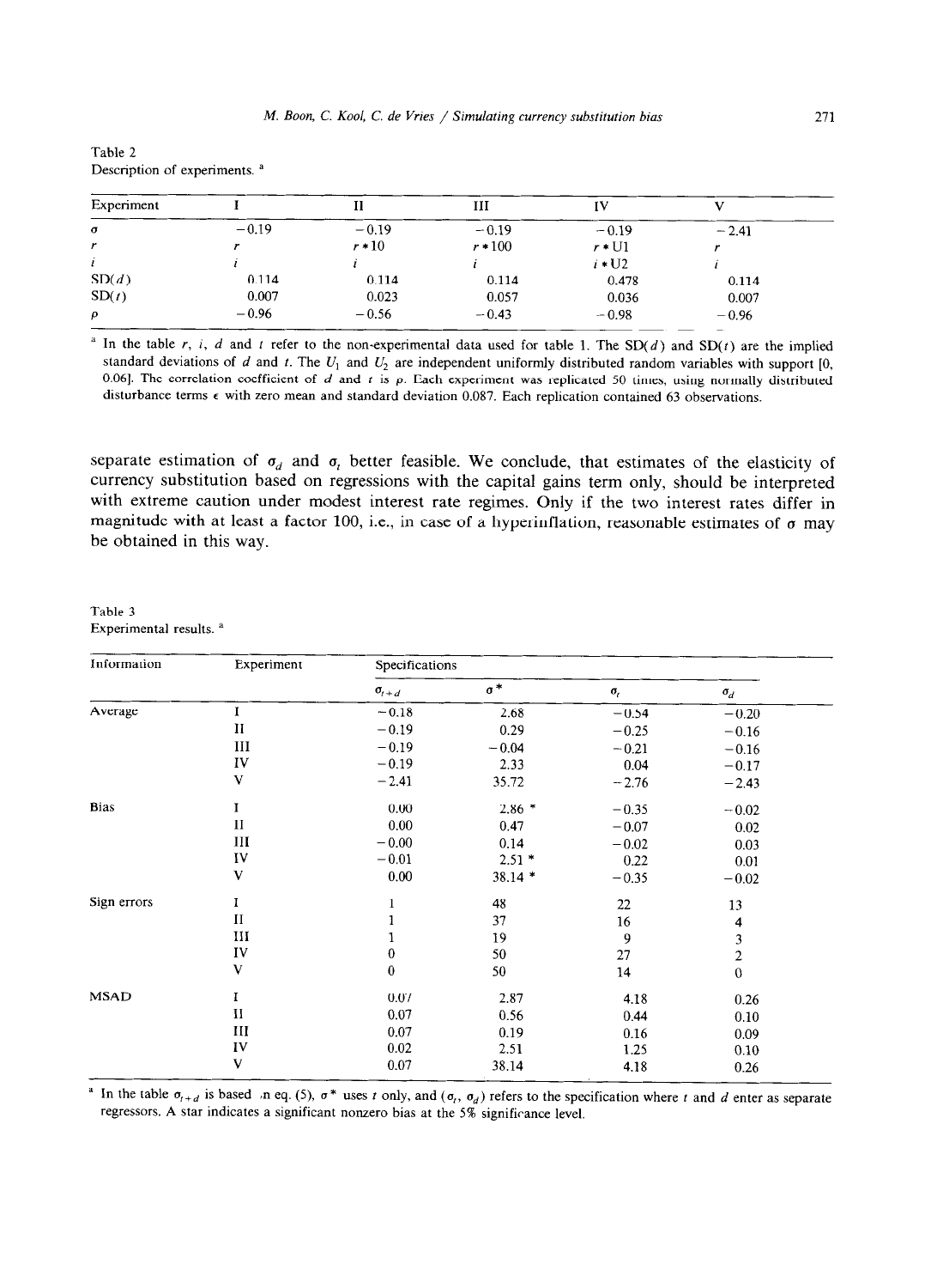Table 2
Description of experiments. [a]

| Experiment | I | II | III | IV | V |
|---|---|---|---|---|---|
| $\sigma$ | −0.19 | −0.19 | −0.19 | −0.19 | −2.41 |
| $r$ | $r$ | $r*10$ | $r*100$ | $r*\mathrm{U1}$ | $r$ |
| $i$ | $i$ | $i$ | $i$ | $i*\mathrm{U2}$ | $i$ |
| SD($d$) | 0.114 | 0.114 | 0.114 | 0.478 | 0.114 |
| SD($t$) | 0.007 | 0.023 | 0.057 | 0.036 | 0.007 |
| $\rho$ | −0.96 | −0.56 | −0.43 | −0.98 | −0.96 |

[a] In the table $r$, $i$, $d$ and $t$ refer to the non-experimental data used for table 1. The SD($d$) and SD($t$) are the implied standard deviations of $d$ and $t$. The $U_1$ and $U_2$ are independent uniformly distributed random variables with support [0, 0.06]. The correlation coefficient of $d$ and $t$ is $\rho$. Each experiment was replicated 50 times, using normally distributed disturbance terms $\epsilon$ with zero mean and standard deviation 0.087. Each replication contained 63 observations.

separate estimation of $\sigma_d$ and $\sigma_t$ better feasible. We conclude, that estimates of the elasticity of currency substitution based on regressions with the capital gains term only, should be interpreted with extreme caution under modest interest rate regimes. Only if the two interest rates differ in magnitude with at least a factor 100, i.e., in case of a hyperinflation, reasonable estimates of $\sigma$ may be obtained in this way.

Table 3
Experimental results. [a]

| Information | Experiment | Specifications | | | |
|---|---|---|---|---|---|
| | | $\sigma_{t+d}$ | $\sigma^*$ | $\sigma_t$ | $\sigma_d$ |
| Average | I | −0.18 | 2.68 | −0.54 | −0.20 |
| | II | −0.19 | 0.29 | −0.25 | −0.16 |
| | III | −0.19 | −0.04 | −0.21 | −0.16 |
| | IV | −0.19 | 2.33 | 0.04 | −0.17 |
| | V | −2.41 | 35.72 | −2.76 | −2.43 |
| Bias | I | 0.00 | 2.86 * | −0.35 | −0.02 |
| | II | 0.00 | 0.47 | −0.07 | 0.02 |
| | III | −0.00 | 0.14 | −0.02 | 0.03 |
| | IV | −0.01 | 2.51 * | 0.22 | 0.01 |
| | V | 0.00 | 38.14 * | −0.35 | −0.02 |
| Sign errors | I | 1 | 48 | 22 | 13 |
| | II | 1 | 37 | 16 | 4 |
| | III | 1 | 19 | 9 | 3 |
| | IV | 0 | 50 | 27 | 2 |
| | V | 0 | 50 | 14 | 0 |
| MSAD | I | 0.07 | 2.87 | 4.18 | 0.26 |
| | II | 0.07 | 0.56 | 0.44 | 0.10 |
| | III | 0.07 | 0.19 | 0.16 | 0.09 |
| | IV | 0.02 | 2.51 | 1.25 | 0.10 |
| | V | 0.07 | 38.14 | 4.18 | 0.26 |

[a] In the table $\sigma_{t+d}$ is based on eq. (5), $\sigma^*$ uses $t$ only, and ($\sigma_t$, $\sigma_d$) refers to the specification where $t$ and $d$ enter as separate regressors. A star indicates a significant nonzero bias at the 5% significance level.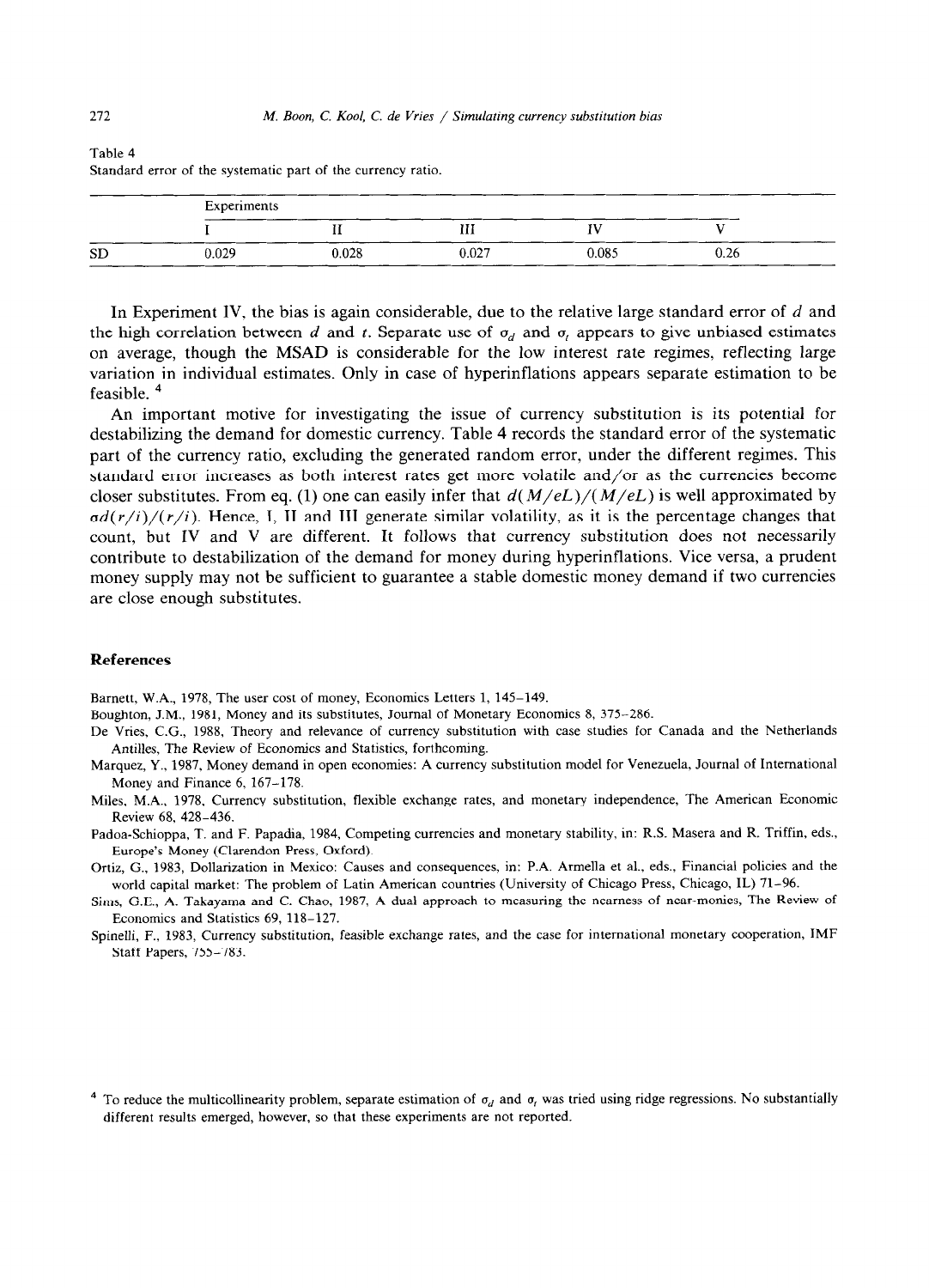Table 4

Standard error of the systematic part of the currency ratio.

| | Experiments | | | | |
|---|---|---|---|---|---|
| | I | II | III | IV | V |
| SD | 0.029 | 0.028 | 0.027 | 0.085 | 0.26 |

In Experiment IV, the bias is again considerable, due to the relative large standard error of $d$ and the high correlation between $d$ and $t$. Separate use of $\sigma_d$ and $\sigma_t$ appears to give unbiased estimates on average, though the MSAD is considerable for the low interest rate regimes, reflecting large variation in individual estimates. Only in case of hyperinflations appears separate estimation to be feasible. [4]

An important motive for investigating the issue of currency substitution is its potential for destabilizing the demand for domestic currency. Table 4 records the standard error of the systematic part of the currency ratio, excluding the generated random error, under the different regimes. This standard error increases as both interest rates get more volatile and/or as the currencies become closer substitutes. From eq. (1) one can easily infer that $d(M/eL)/(M/eL)$ is well approximated by $\sigma d(r/i)/(r/i)$. Hence, I, II and III generate similar volatility, as it is the percentage changes that count, but IV and V are different. It follows that currency substitution does not necessarily contribute to destabilization of the demand for money during hyperinflations. Vice versa, a prudent money supply may not be sufficient to guarantee a stable domestic money demand if two currencies are close enough substitutes.

## References

Barnett, W.A., 1978, The user cost of money, Economics Letters 1, 145–149.

Boughton, J.M., 1981, Money and its substitutes, Journal of Monetary Economics 8, 375–286.

De Vries, C.G., 1988, Theory and relevance of currency substitution with case studies for Canada and the Netherlands Antilles, The Review of Economics and Statistics, forthcoming.

Marquez, Y., 1987, Money demand in open economies: A currency substitution model for Venezuela, Journal of International Money and Finance 6, 167–178.

Miles, M.A., 1978, Currency substitution, flexible exchange rates, and monetary independence, The American Economic Review 68, 428–436.

Padoa-Schioppa, T. and F. Papadia, 1984, Competing currencies and monetary stability, in: R.S. Masera and R. Triffin, eds., Europe's Money (Clarendon Press, Oxford).

Ortiz, G., 1983, Dollarization in Mexico: Causes and consequences, in: P.A. Armella et al., eds., Financial policies and the world capital market: The problem of Latin American countries (University of Chicago Press, Chicago, IL) 71–96.

Sims, G.E., A. Takayama and C. Chao, 1987, A dual approach to measuring the nearness of near-monies, The Review of Economics and Statistics 69, 118–127.

Spinelli, F., 1983, Currency substitution, feasible exchange rates, and the case for international monetary cooperation, IMF Staff Papers, 755–783.

[4] To reduce the multicollinearity problem, separate estimation of $\sigma_d$ and $\sigma_t$ was tried using ridge regressions. No substantially different results emerged, however, so that these experiments are not reported.